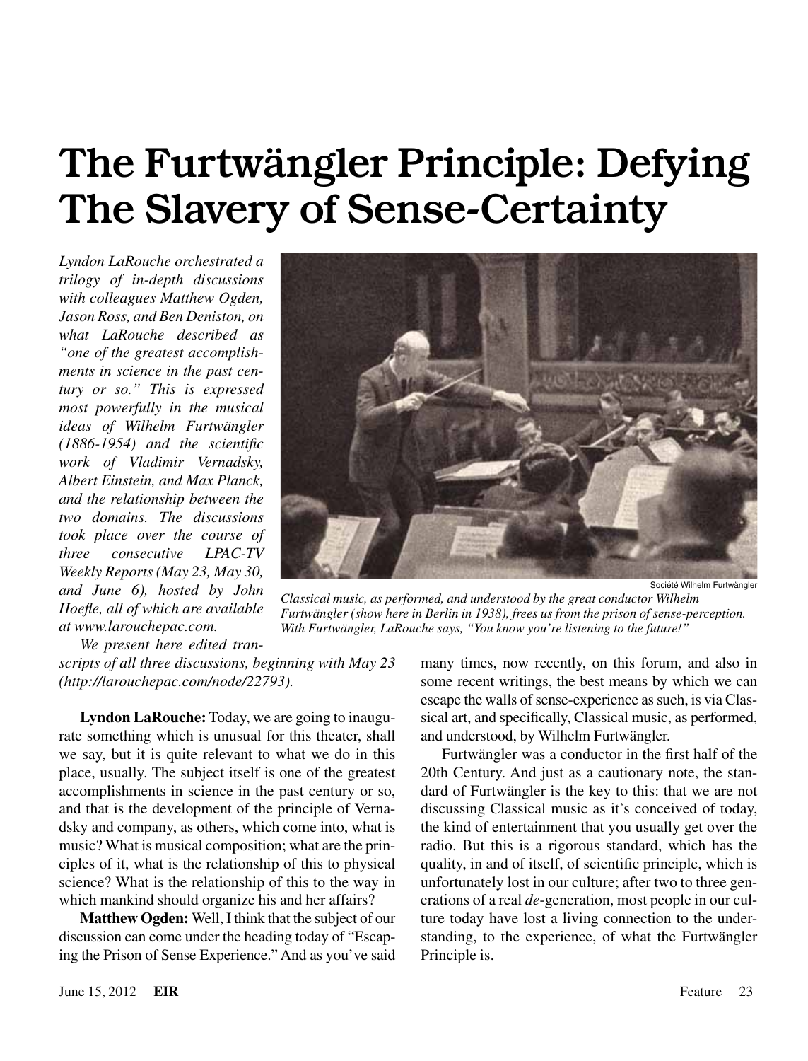# The Furtwängler Principle: Defying The Slavery of Sense-Certainty

*Lyndon LaRouche orchestrated a trilogy of in-depth discussions with colleagues Matthew Ogden, Jason Ross, and Ben Deniston, on what LaRouche described as "one of the greatest accomplishments in science in the past century or so." This is expressed most powerfully in the musical ideas of Wilhelm Furtwängler (1886-1954) and the scientific work of Vladimir Vernadsky, Albert Einstein, and Max Planck, and the relationship between the two domains. The discussions took place over the course of three consecutive LPAC-TV Weekly Reports (May 23, May 30, and June 6), hosted by John Hoefle, all of which are available at www.larouchepac.com.*

*We present here edited transcripts of all three discussions, beginning with May 23 (http://larouchepac.com/node/22793).*

Société Wilhelm Furtwängler

*Classical music, as performed, and understood by the great conductor Wilhelm Furtwängler (show here in Berlin in 1938), frees us from the prison of sense-perception. With Furtwängler, LaRouche says, "You know you're listening to the future!"*

**Lyndon LaRouche:** Today, we are going to inaugurate something which is unusual for this theater, shall we say, but it is quite relevant to what we do in this place, usually. The subject itself is one of the greatest accomplishments in science in the past century or so, and that is the development of the principle of Vernadsky and company, as others, which come into, what is music? What is musical composition; what are the principles of it, what is the relationship of this to physical science? What is the relationship of this to the way in which mankind should organize his and her affairs?

**Matthew Ogden:** Well, I think that the subject of our discussion can come under the heading today of "Escaping the Prison of Sense Experience." And as you've said many times, now recently, on this forum, and also in some recent writings, the best means by which we can escape the walls of sense-experience as such, is via Classical art, and specifically, Classical music, as performed, and understood, by Wilhelm Furtwängler.

Furtwängler was a conductor in the first half of the 20th Century. And just as a cautionary note, the standard of Furtwängler is the key to this: that we are not discussing Classical music as it's conceived of today, the kind of entertainment that you usually get over the radio. But this is a rigorous standard, which has the quality, in and of itself, of scientific principle, which is unfortunately lost in our culture; after two to three generations of a real *de*-generation, most people in our culture today have lost a living connection to the understanding, to the experience, of what the Furtwängler Principle is.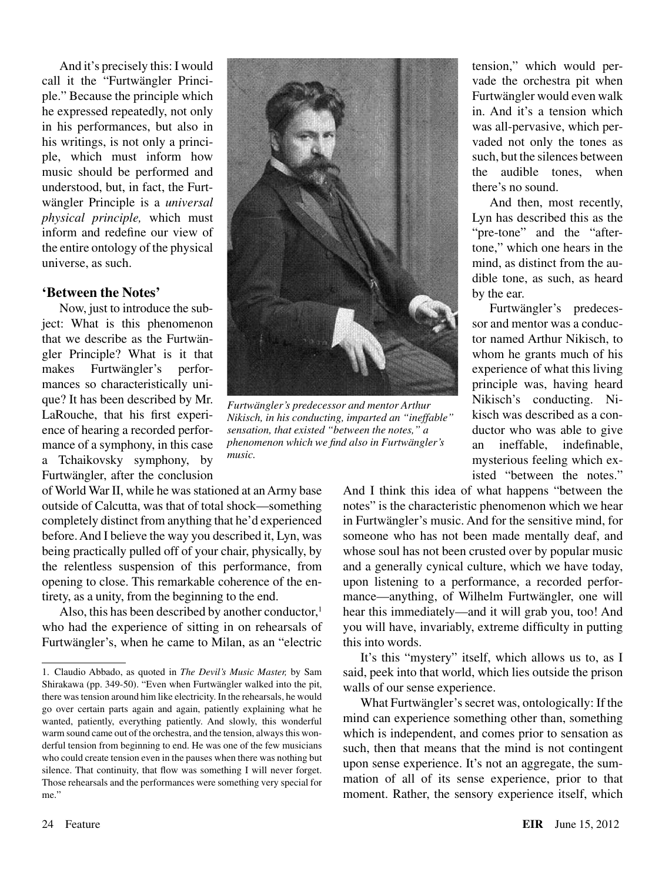And it's precisely this: I would call it the "Furtwängler Principle." Because the principle which he expressed repeatedly, not only in his performances, but also in his writings, is not only a principle, which must inform how music should be performed and understood, but, in fact, the Furtwängler Principle is a *universal physical principle,* which must inform and redefine our view of the entire ontology of the physical universe, as such.

## 'Between the Notes'

Now, just to introduce the subject: What is this phenomenon that we describe as the Furtwängler Principle? What is it that makes Furtwängler's performances so characteristically unique? It has been described by Mr. LaRouche, that his first experience of hearing a recorded performance of a symphony, in this case a Tchaikovsky symphony, by Furtwängler, after the conclusion of World War II, while he was stationed at an Army base outside of Calcutta, was that of total shock—something completely distinct from anything that he'd experienced before. And I believe the way you described it, Lyn, was being practically pulled off of your chair, physically, by the relentless suspension of this performance, from opening to close. This remarkable coherence of the entirety, as a unity, from the beginning to the end.

Also, this has been described by another conductor,[1] who had the experience of sitting in on rehearsals of Furtwängler's, when he came to Milan, as an "electric tension," which would pervade the orchestra pit when Furtwängler would even walk in. And it's a tension which was all-pervasive, which pervaded not only the tones as such, but the silences between the audible tones, when there's no sound.

And then, most recently, Lyn has described this as the "pre-tone" and the "after-tone," which one hears in the mind, as distinct from the audible tone, as such, as heard by the ear.

*Furtwängler's predecessor and mentor Arthur Nikisch, in his conducting, imparted an "ineffable" sensation, that existed "between the notes," a phenomenon which we find also in Furtwängler's music.*

Furtwängler's predecessor and mentor was a conductor named Arthur Nikisch, to whom he grants much of his experience of what this living principle was, having heard Nikisch's conducting. Nikisch was described as a conductor who was able to give an ineffable, indefinable, mysterious feeling which existed "between the notes." And I think this idea of what happens "between the notes" is the characteristic phenomenon which we hear in Furtwängler's music. And for the sensitive mind, for someone who has not been made mentally deaf, and whose soul has not been crusted over by popular music and a generally cynical culture, which we have today, upon listening to a performance, a recorded performance—anything, of Wilhelm Furtwängler, one will hear this immediately—and it will grab you, too! And you will have, invariably, extreme difficulty in putting this into words.

It's this "mystery" itself, which allows us to, as I said, peek into that world, which lies outside the prison walls of our sense experience.

What Furtwängler's secret was, ontologically: If the mind can experience something other than, something which is independent, and comes prior to sensation as such, then that means that the mind is not contingent upon sense experience. It's not an aggregate, the summation of all of its sense experience, prior to that moment. Rather, the sensory experience itself, which

---

[1] Claudio Abbado, as quoted in *The Devil's Music Master,* by Sam Shirakawa (pp. 349-50). "Even when Furtwängler walked into the pit, there was tension around him like electricity. In the rehearsals, he would go over certain parts again and again, patiently explaining what he wanted, patiently, everything patiently. And slowly, this wonderful warm sound came out of the orchestra, and the tension, always this wonderful tension from beginning to end. He was one of the few musicians who could create tension even in the pauses when there was nothing but silence. That continuity, that flow was something I will never forget. Those rehearsals and the performances were something very special for me."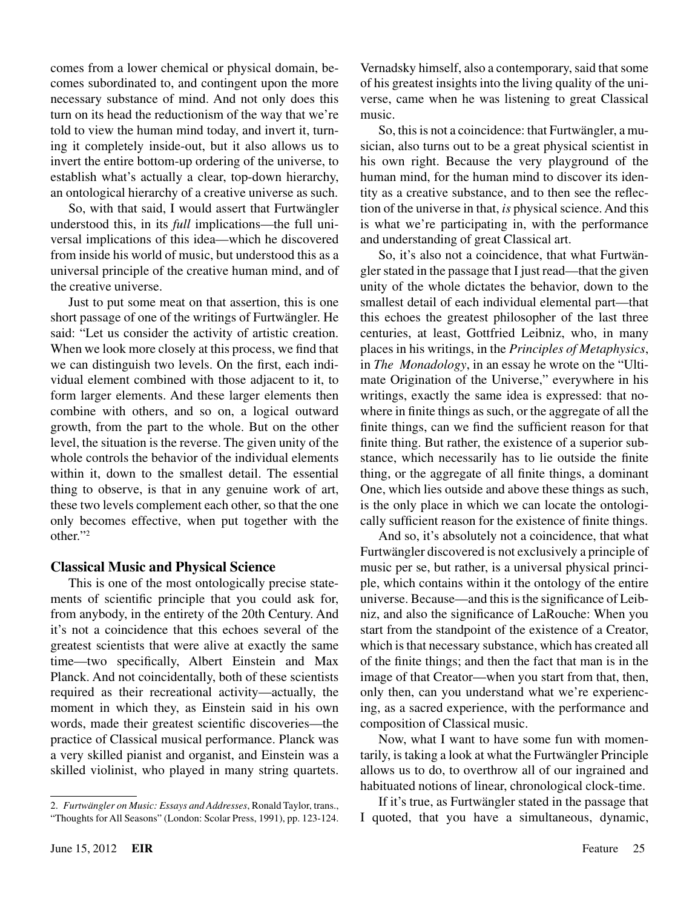comes from a lower chemical or physical domain, becomes subordinated to, and contingent upon the more necessary substance of mind. And not only does this turn on its head the reductionism of the way that we're told to view the human mind today, and invert it, turning it completely inside-out, but it also allows us to invert the entire bottom-up ordering of the universe, to establish what's actually a clear, top-down hierarchy, an ontological hierarchy of a creative universe as such.

So, with that said, I would assert that Furtwängler understood this, in its *full* implications—the full universal implications of this idea—which he discovered from inside his world of music, but understood this as a universal principle of the creative human mind, and of the creative universe.

Just to put some meat on that assertion, this is one short passage of one of the writings of Furtwängler. He said: "Let us consider the activity of artistic creation. When we look more closely at this process, we find that we can distinguish two levels. On the first, each individual element combined with those adjacent to it, to form larger elements. And these larger elements then combine with others, and so on, a logical outward growth, from the part to the whole. But on the other level, the situation is the reverse. The given unity of the whole controls the behavior of the individual elements within it, down to the smallest detail. The essential thing to observe, is that in any genuine work of art, these two levels complement each other, so that the one only becomes effective, when put together with the other."[2]

### Classical Music and Physical Science

This is one of the most ontologically precise statements of scientific principle that you could ask for, from anybody, in the entirety of the 20th Century. And it's not a coincidence that this echoes several of the greatest scientists that were alive at exactly the same time—two specifically, Albert Einstein and Max Planck. And not coincidentally, both of these scientists required as their recreational activity—actually, the moment in which they, as Einstein said in his own words, made their greatest scientific discoveries—the practice of Classical musical performance. Planck was a very skilled pianist and organist, and Einstein was a skilled violinist, who played in many string quartets. Vernadsky himself, also a contemporary, said that some of his greatest insights into the living quality of the universe, came when he was listening to great Classical music.

So, this is not a coincidence: that Furtwängler, a musician, also turns out to be a great physical scientist in his own right. Because the very playground of the human mind, for the human mind to discover its identity as a creative substance, and to then see the reflection of the universe in that, *is* physical science. And this is what we're participating in, with the performance and understanding of great Classical art.

So, it's also not a coincidence, that what Furtwängler stated in the passage that I just read—that the given unity of the whole dictates the behavior, down to the smallest detail of each individual elemental part—that this echoes the greatest philosopher of the last three centuries, at least, Gottfried Leibniz, who, in many places in his writings, in the *Principles of Metaphysics*, in *The Monadology*, in an essay he wrote on the "Ultimate Origination of the Universe," everywhere in his writings, exactly the same idea is expressed: that nowhere in finite things as such, or the aggregate of all the finite things, can we find the sufficient reason for that finite thing. But rather, the existence of a superior substance, which necessarily has to lie outside the finite thing, or the aggregate of all finite things, a dominant One, which lies outside and above these things as such, is the only place in which we can locate the ontologically sufficient reason for the existence of finite things.

And so, it's absolutely not a coincidence, that what Furtwängler discovered is not exclusively a principle of music per se, but rather, is a universal physical principle, which contains within it the ontology of the entire universe. Because—and this is the significance of Leibniz, and also the significance of LaRouche: When you start from the standpoint of the existence of a Creator, which is that necessary substance, which has created all of the finite things; and then the fact that man is in the image of that Creator—when you start from that, then, only then, can you understand what we're experiencing, as a sacred experience, with the performance and composition of Classical music.

Now, what I want to have some fun with momentarily, is taking a look at what the Furtwängler Principle allows us to do, to overthrow all of our ingrained and habituated notions of linear, chronological clock-time.

If it's true, as Furtwängler stated in the passage that I quoted, that you have a simultaneous, dynamic,

---

2. *Furtwängler on Music: Essays and Addresses*, Ronald Taylor, trans., "Thoughts for All Seasons" (London: Scolar Press, 1991), pp. 123-124.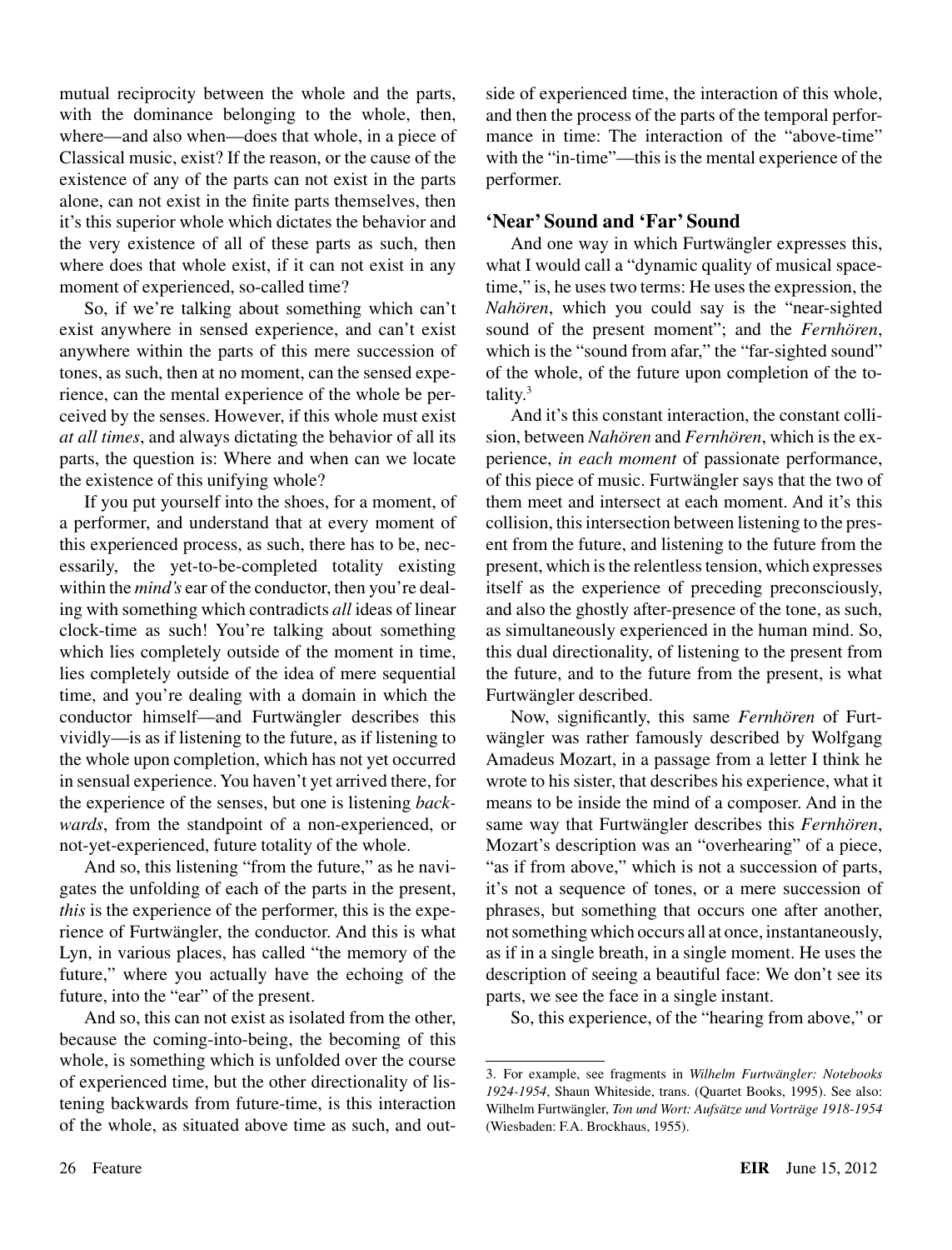mutual reciprocity between the whole and the parts, with the dominance belonging to the whole, then, where—and also when—does that whole, in a piece of Classical music, exist? If the reason, or the cause of the existence of any of the parts can not exist in the parts alone, can not exist in the finite parts themselves, then it's this superior whole which dictates the behavior and the very existence of all of these parts as such, then where does that whole exist, if it can not exist in any moment of experienced, so-called time?

So, if we're talking about something which can't exist anywhere in sensed experience, and can't exist anywhere within the parts of this mere succession of tones, as such, then at no moment, can the sensed experience, can the mental experience of the whole be perceived by the senses. However, if this whole must exist *at all times*, and always dictating the behavior of all its parts, the question is: Where and when can we locate the existence of this unifying whole?

If you put yourself into the shoes, for a moment, of a performer, and understand that at every moment of this experienced process, as such, there has to be, necessarily, the yet-to-be-completed totality existing within the *mind's* ear of the conductor, then you're dealing with something which contradicts *all* ideas of linear clock-time as such! You're talking about something which lies completely outside of the moment in time, lies completely outside of the idea of mere sequential time, and you're dealing with a domain in which the conductor himself—and Furtwängler describes this vividly—is as if listening to the future, as if listening to the whole upon completion, which has not yet occurred in sensual experience. You haven't yet arrived there, for the experience of the senses, but one is listening *backwards*, from the standpoint of a non-experienced, or not-yet-experienced, future totality of the whole.

And so, this listening "from the future," as he navigates the unfolding of each of the parts in the present, *this* is the experience of the performer, this is the experience of Furtwängler, the conductor. And this is what Lyn, in various places, has called "the memory of the future," where you actually have the echoing of the future, into the "ear" of the present.

And so, this can not exist as isolated from the other, because the coming-into-being, the becoming of this whole, is something which is unfolded over the course of experienced time, but the other directionality of listening backwards from future-time, is this interaction of the whole, as situated above time as such, and outside of experienced time, the interaction of this whole, and then the process of the parts of the temporal performance in time: The interaction of the "above-time" with the "in-time"—this is the mental experience of the performer.

## 'Near' Sound and 'Far' Sound

And one way in which Furtwängler expresses this, what I would call a "dynamic quality of musical spacetime," is, he uses two terms: He uses the expression, the *Nahören*, which you could say is the "near-sighted sound of the present moment"; and the *Fernhören*, which is the "sound from afar," the "far-sighted sound" of the whole, of the future upon completion of the totality.[3]

And it's this constant interaction, the constant collision, between *Nahören* and *Fernhören*, which is the experience, *in each moment* of passionate performance, of this piece of music. Furtwängler says that the two of them meet and intersect at each moment. And it's this collision, this intersection between listening to the present from the future, and listening to the future from the present, which is the relentless tension, which expresses itself as the experience of preceding preconsciously, and also the ghostly after-presence of the tone, as such, as simultaneously experienced in the human mind. So, this dual directionality, of listening to the present from the future, and to the future from the present, is what Furtwängler described.

Now, significantly, this same *Fernhören* of Furtwängler was rather famously described by Wolfgang Amadeus Mozart, in a passage from a letter I think he wrote to his sister, that describes his experience, what it means to be inside the mind of a composer. And in the same way that Furtwängler describes this *Fernhören*, Mozart's description was an "overhearing" of a piece, "as if from above," which is not a succession of parts, it's not a sequence of tones, or a mere succession of phrases, but something that occurs one after another, not something which occurs all at once, instantaneously, as if in a single breath, in a single moment. He uses the description of seeing a beautiful face: We don't see its parts, we see the face in a single instant.

So, this experience, of the "hearing from above," or

---

3. For example, see fragments in *Wilhelm Furtwängler: Notebooks 1924-1954*, Shaun Whiteside, trans. (Quartet Books, 1995). See also: Wilhelm Furtwängler, *Ton und Wort: Aufsätze und Vorträge 1918-1954* (Wiesbaden: F.A. Brockhaus, 1955).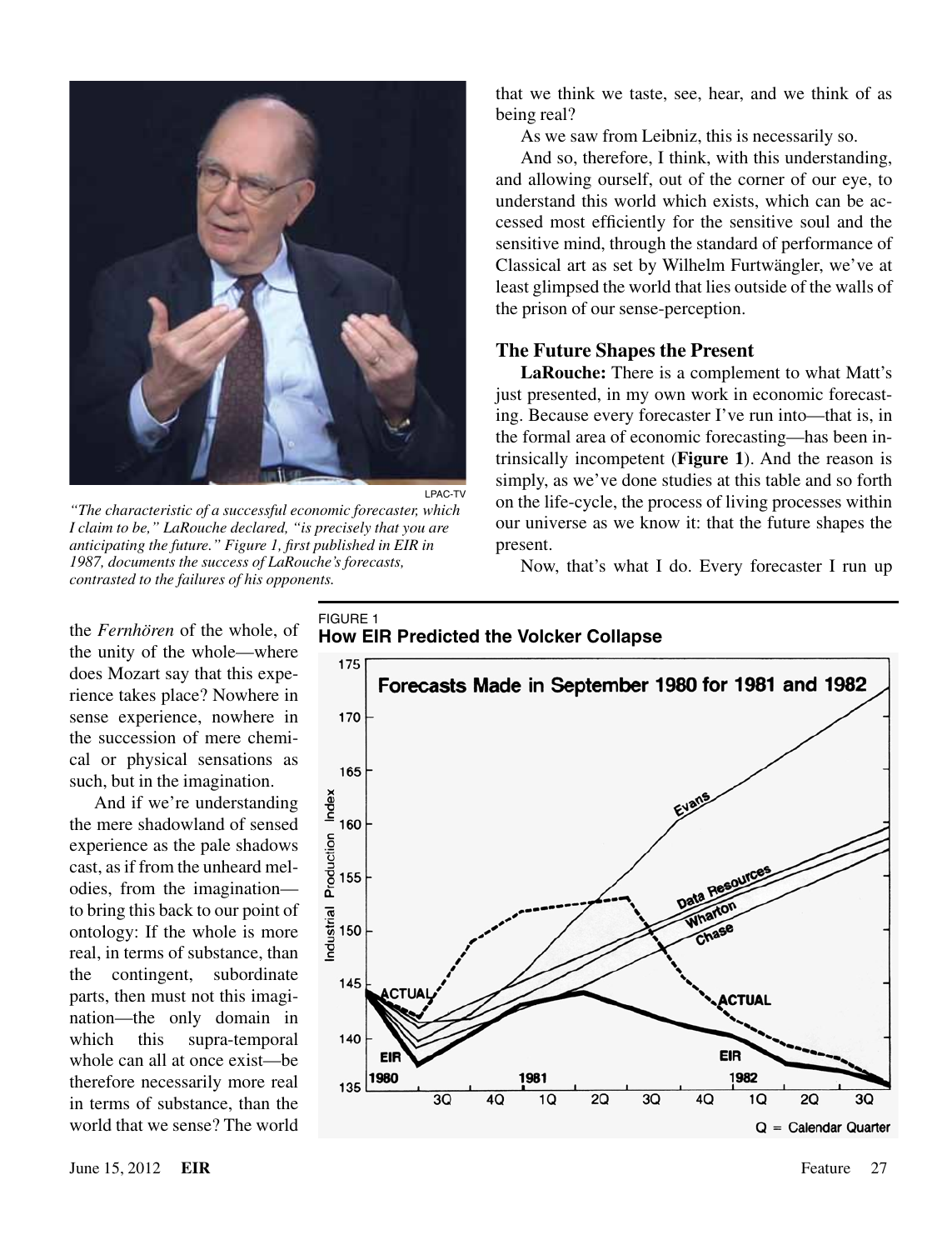“The characteristic of a successful economic forecaster, which I claim to be,” LaRouche declared, “is precisely that you are anticipating the future.” Figure 1, first published in EIR in 1987, documents the success of LaRouche’s forecasts, contrasted to the failures of his opponents.

the *Fernhören* of the whole, of the unity of the whole—where does Mozart say that this experience takes place? Nowhere in sense experience, nowhere in the succession of mere chemical or physical sensations as such, but in the imagination.

And if we’re understanding the mere shadowland of sensed experience as the pale shadows cast, as if from the unheard melodies, from the imagination—to bring this back to our point of ontology: If the whole is more real, in terms of substance, than the contingent, subordinate parts, then must not this imagination—the only domain in which this supra-temporal whole can all at once exist—be therefore necessarily more real in terms of substance, than the world that we sense? The world that we think we taste, see, hear, and we think of as being real?

As we saw from Leibniz, this is necessarily so.

And so, therefore, I think, with this understanding, and allowing ourself, out of the corner of our eye, to understand this world which exists, which can be accessed most efficiently for the sensitive soul and the sensitive mind, through the standard of performance of Classical art as set by Wilhelm Furtwängler, we’ve at least glimpsed the world that lies outside of the walls of the prison of our sense-perception.

### The Future Shapes the Present

**LaRouche:** There is a complement to what Matt’s just presented, in my own work in economic forecasting. Because every forecaster I’ve run into—that is, in the formal area of economic forecasting—has been intrinsically incompetent (**Figure 1**). And the reason is simply, as we’ve done studies at this table and so forth on the life-cycle, the process of living processes within our universe as we know it: that the future shapes the present.

Now, that’s what I do. Every forecaster I run up

FIGURE 1
**How EIR Predicted the Volcker Collapse**

Forecasts Made in September 1980 for 1981 and 1982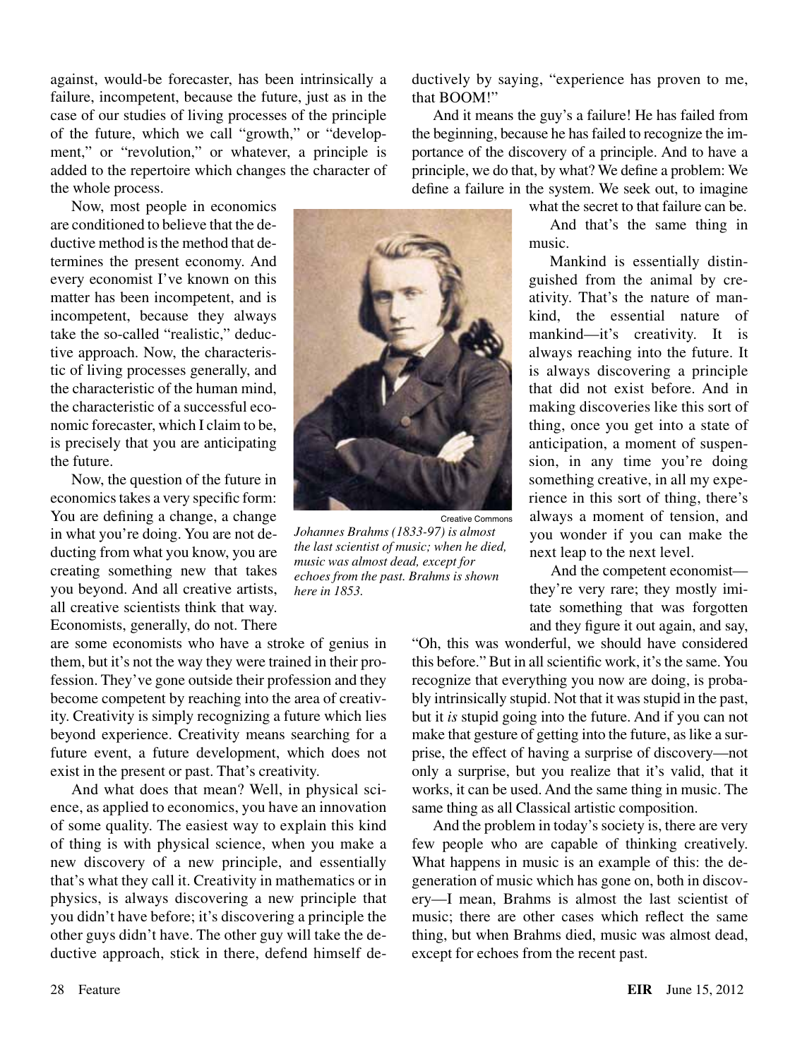against, would-be forecaster, has been intrinsically a failure, incompetent, because the future, just as in the case of our studies of living processes of the principle of the future, which we call "growth," or "development," or "revolution," or whatever, a principle is added to the repertoire which changes the character of the whole process.

Now, most people in economics are conditioned to believe that the deductive method is the method that determines the present economy. And every economist I've known on this matter has been incompetent, and is incompetent, because they always take the so-called "realistic," deductive approach. Now, the characteristic of living processes generally, and the characteristic of the human mind, the characteristic of a successful economic forecaster, which I claim to be, is precisely that you are anticipating the future.

Now, the question of the future in economics takes a very specific form: You are defining a change, a change in what you're doing. You are not deducting from what you know, you are creating something new that takes you beyond. And all creative artists, all creative scientists think that way. Economists, generally, do not. There are some economists who have a stroke of genius in them, but it's not the way they were trained in their profession. They've gone outside their profession and they become competent by reaching into the area of creativity. Creativity is simply recognizing a future which lies beyond experience. Creativity means searching for a future event, a future development, which does not exist in the present or past. That's creativity.

And what does that mean? Well, in physical science, as applied to economics, you have an innovation of some quality. The easiest way to explain this kind of thing is with physical science, when you make a new discovery of a new principle, and essentially that's what they call it. Creativity in mathematics or in physics, is always discovering a new principle that you didn't have before; it's discovering a principle the other guys didn't have. The other guy will take the deductive approach, stick in there, defend himself deductively by saying, "experience has proven to me, that BOOM!"

And it means the guy's a failure! He has failed from the beginning, because he has failed to recognize the importance of the discovery of a principle. And to have a principle, we do that, by what? We define a problem: We define a failure in the system. We seek out, to imagine what the secret to that failure can be.

And that's the same thing in music.

Mankind is essentially distinguished from the animal by creativity. That's the nature of mankind, the essential nature of mankind—it's creativity. It is always reaching into the future. It is always discovering a principle that did not exist before. And in making discoveries like this sort of thing, once you get into a state of anticipation, a moment of suspension, in any time you're doing something creative, in all my experience in this sort of thing, there's always a moment of tension, and you wonder if you can make the next leap to the next level.

And the competent economist—they're very rare; they mostly imitate something that was forgotten and they figure it out again, and say, "Oh, this was wonderful, we should have considered this before." But in all scientific work, it's the same. You recognize that everything you now are doing, is probably intrinsically stupid. Not that it was stupid in the past, but it *is* stupid going into the future. And if you can not make that gesture of getting into the future, as like a surprise, the effect of having a surprise of discovery—not only a surprise, but you realize that it's valid, that it works, it can be used. And the same thing in music. The same thing as all Classical artistic composition.

And the problem in today's society is, there are very few people who are capable of thinking creatively. What happens in music is an example of this: the degeneration of music which has gone on, both in discovery—I mean, Brahms is almost the last scientist of music; there are other cases which reflect the same thing, but when Brahms died, music was almost dead, except for echoes from the recent past.

Creative Commons

*Johannes Brahms (1833-97) is almost the last scientist of music; when he died, music was almost dead, except for echoes from the past. Brahms is shown here in 1853.*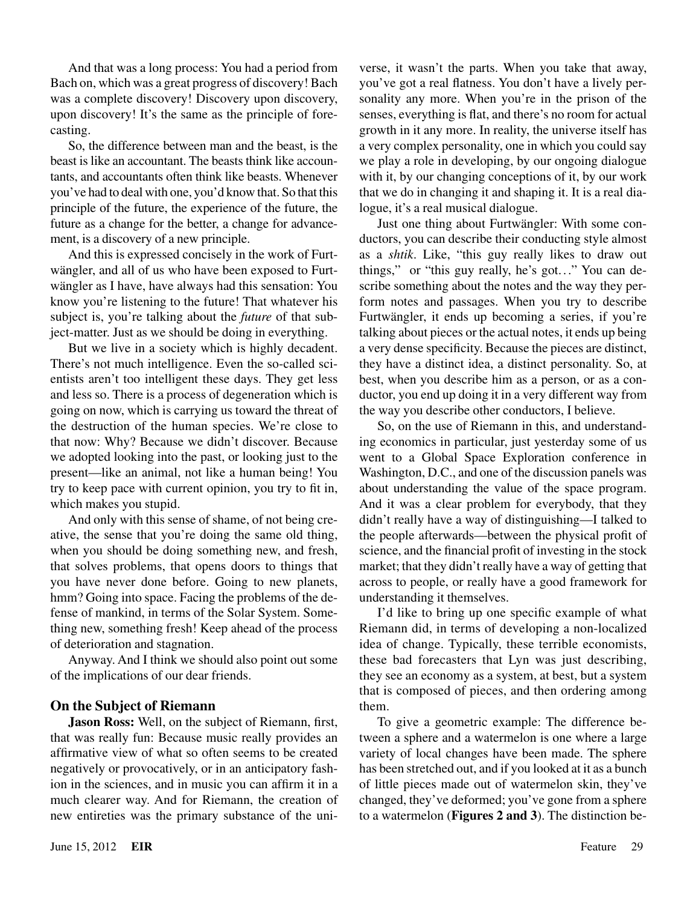And that was a long process: You had a period from Bach on, which was a great progress of discovery! Bach was a complete discovery! Discovery upon discovery, upon discovery! It's the same as the principle of forecasting.

So, the difference between man and the beast, is the beast is like an accountant. The beasts think like accountants, and accountants often think like beasts. Whenever you've had to deal with one, you'd know that. So that this principle of the future, the experience of the future, the future as a change for the better, a change for advancement, is a discovery of a new principle.

And this is expressed concisely in the work of Furtwängler, and all of us who have been exposed to Furtwängler as I have, have always had this sensation: You know you're listening to the future! That whatever his subject is, you're talking about the *future* of that subject-matter. Just as we should be doing in everything.

But we live in a society which is highly decadent. There's not much intelligence. Even the so-called scientists aren't too intelligent these days. They get less and less so. There is a process of degeneration which is going on now, which is carrying us toward the threat of the destruction of the human species. We're close to that now: Why? Because we didn't discover. Because we adopted looking into the past, or looking just to the present—like an animal, not like a human being! You try to keep pace with current opinion, you try to fit in, which makes you stupid.

And only with this sense of shame, of not being creative, the sense that you're doing the same old thing, when you should be doing something new, and fresh, that solves problems, that opens doors to things that you have never done before. Going to new planets, hmm? Going into space. Facing the problems of the defense of mankind, in terms of the Solar System. Something new, something fresh! Keep ahead of the process of deterioration and stagnation.

Anyway. And I think we should also point out some of the implications of our dear friends.

### On the Subject of Riemann

**Jason Ross:** Well, on the subject of Riemann, first, that was really fun: Because music really provides an affirmative view of what so often seems to be created negatively or provocatively, or in an anticipatory fashion in the sciences, and in music you can affirm it in a much clearer way. And for Riemann, the creation of new entireties was the primary substance of the universe, it wasn't the parts. When you take that away, you've got a real flatness. You don't have a lively personality any more. When you're in the prison of the senses, everything is flat, and there's no room for actual growth in it any more. In reality, the universe itself has a very complex personality, one in which you could say we play a role in developing, by our ongoing dialogue with it, by our changing conceptions of it, by our work that we do in changing it and shaping it. It is a real dialogue, it's a real musical dialogue.

Just one thing about Furtwängler: With some conductors, you can describe their conducting style almost as a *shtik*. Like, "this guy really likes to draw out things," or "this guy really, he's got..." You can describe something about the notes and the way they perform notes and passages. When you try to describe Furtwängler, it ends up becoming a series, if you're talking about pieces or the actual notes, it ends up being a very dense specificity. Because the pieces are distinct, they have a distinct idea, a distinct personality. So, at best, when you describe him as a person, or as a conductor, you end up doing it in a very different way from the way you describe other conductors, I believe.

So, on the use of Riemann in this, and understanding economics in particular, just yesterday some of us went to a Global Space Exploration conference in Washington, D.C., and one of the discussion panels was about understanding the value of the space program. And it was a clear problem for everybody, that they didn't really have a way of distinguishing—I talked to the people afterwards—between the physical profit of science, and the financial profit of investing in the stock market; that they didn't really have a way of getting that across to people, or really have a good framework for understanding it themselves.

I'd like to bring up one specific example of what Riemann did, in terms of developing a non-localized idea of change. Typically, these terrible economists, these bad forecasters that Lyn was just describing, they see an economy as a system, at best, but a system that is composed of pieces, and then ordering among them.

To give a geometric example: The difference between a sphere and a watermelon is one where a large variety of local changes have been made. The sphere has been stretched out, and if you looked at it as a bunch of little pieces made out of watermelon skin, they've changed, they've deformed; you've gone from a sphere to a watermelon (**Figures 2 and 3**). The distinction be-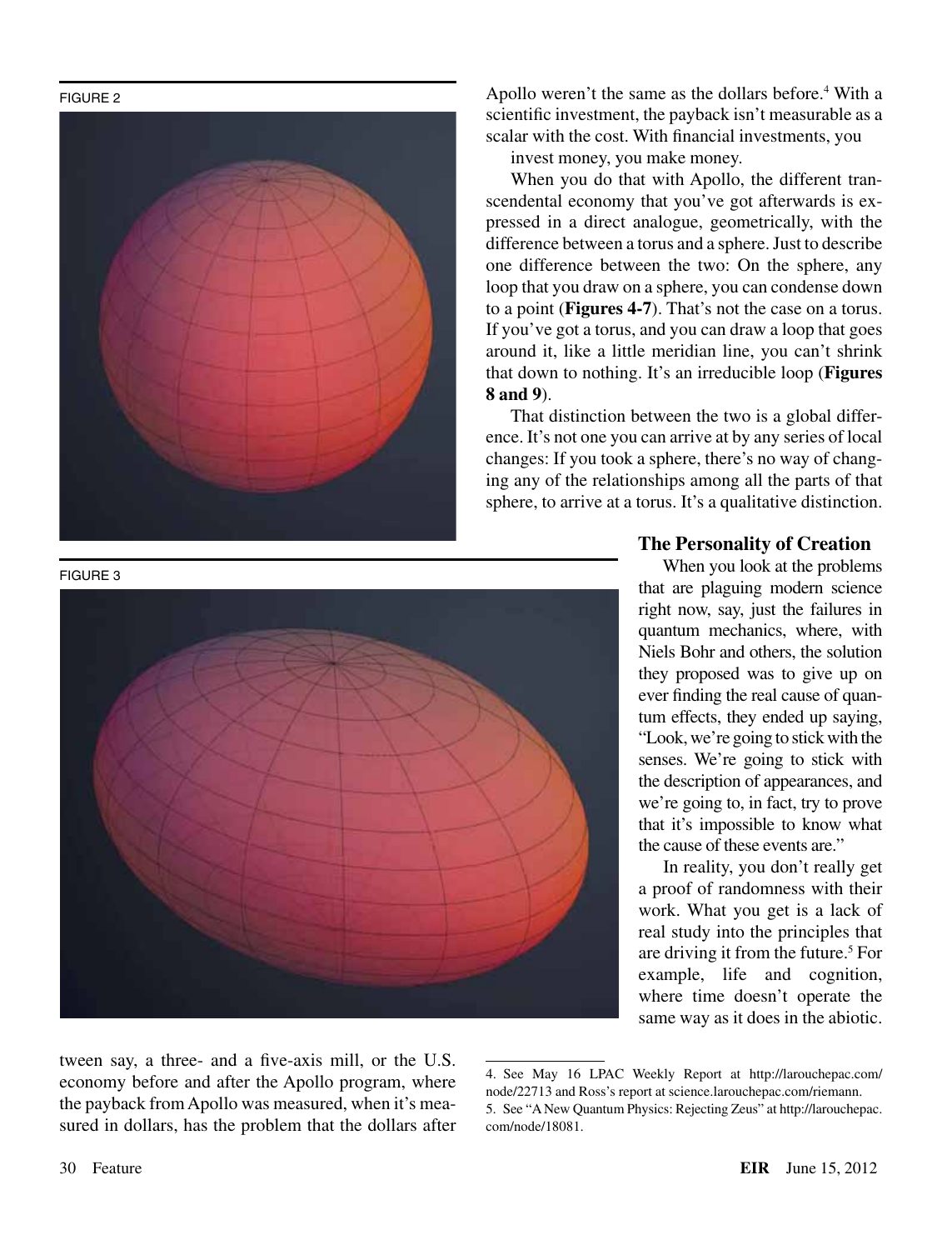FIGURE 2

FIGURE 3

tween say, a three- and a five-axis mill, or the U.S. economy before and after the Apollo program, where the payback from Apollo was measured, when it's measured in dollars, has the problem that the dollars after Apollo weren't the same as the dollars before.[4] With a scientific investment, the payback isn't measurable as a scalar with the cost. With financial investments, you invest money, you make money.

When you do that with Apollo, the different transcendental economy that you've got afterwards is expressed in a direct analogue, geometrically, with the difference between a torus and a sphere. Just to describe one difference between the two: On the sphere, any loop that you draw on a sphere, you can condense down to a point (**Figures 4-7**). That's not the case on a torus. If you've got a torus, and you can draw a loop that goes around it, like a little meridian line, you can't shrink that down to nothing. It's an irreducible loop (**Figures 8 and 9**).

That distinction between the two is a global difference. It's not one you can arrive at by any series of local changes: If you took a sphere, there's no way of changing any of the relationships among all the parts of that sphere, to arrive at a torus. It's a qualitative distinction.

### The Personality of Creation

When you look at the problems that are plaguing modern science right now, say, just the failures in quantum mechanics, where, with Niels Bohr and others, the solution they proposed was to give up on ever finding the real cause of quantum effects, they ended up saying, "Look, we're going to stick with the senses. We're going to stick with the description of appearances, and we're going to, in fact, try to prove that it's impossible to know what the cause of these events are."

In reality, you don't really get a proof of randomness with their work. What you get is a lack of real study into the principles that are driving it from the future.[5] For example, life and cognition, where time doesn't operate the same way as it does in the abiotic.

---

4. See May 16 LPAC Weekly Report at http://larouchepac.com/node/22713 and Ross's report at science.larouchepac.com/riemann.

5. See "A New Quantum Physics: Rejecting Zeus" at http://larouchepac.com/node/18081.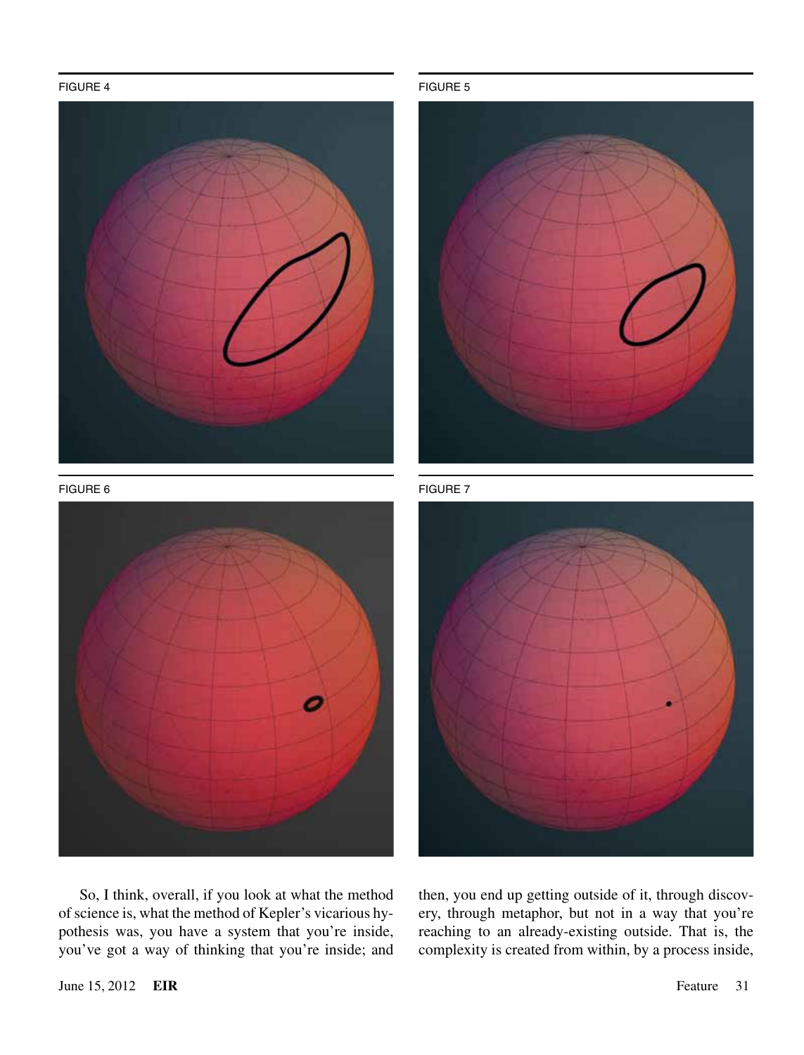FIGURE 4

FIGURE 5

FIGURE 6

FIGURE 7

So, I think, overall, if you look at what the method of science is, what the method of Kepler's vicarious hypothesis was, you have a system that you're inside, you've got a way of thinking that you're inside; and then, you end up getting outside of it, through discovery, through metaphor, but not in a way that you're reaching to an already-existing outside. That is, the complexity is created from within, by a process inside,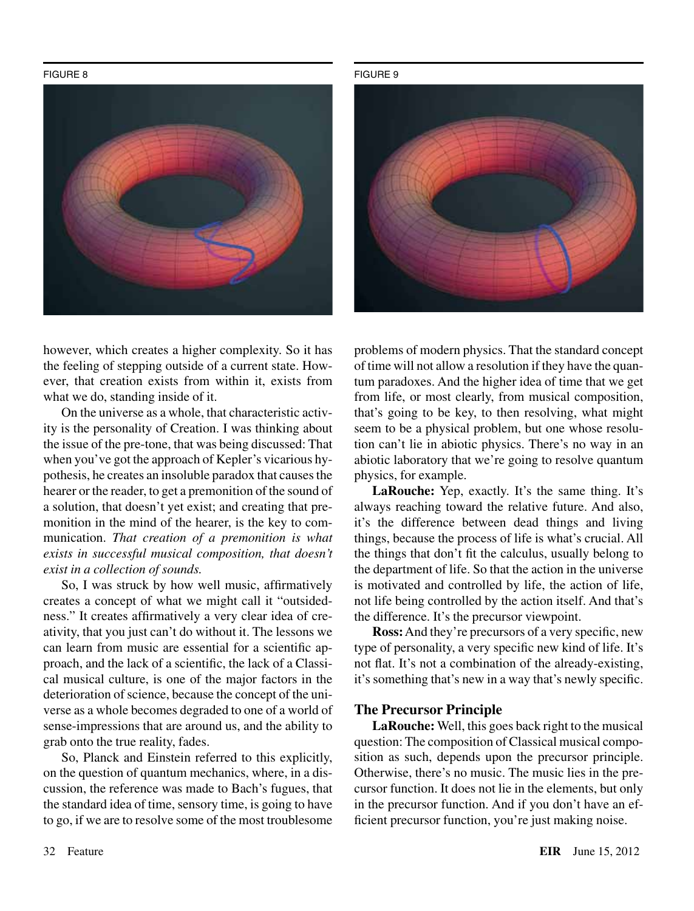FIGURE 8

FIGURE 9

however, which creates a higher complexity. So it has the feeling of stepping outside of a current state. However, that creation exists from within it, exists from what we do, standing inside of it.

On the universe as a whole, that characteristic activity is the personality of Creation. I was thinking about the issue of the pre-tone, that was being discussed: That when you've got the approach of Kepler's vicarious hypothesis, he creates an insoluble paradox that causes the hearer or the reader, to get a premonition of the sound of a solution, that doesn't yet exist; and creating that premonition in the mind of the hearer, is the key to communication. *That creation of a premonition is what exists in successful musical composition, that doesn't exist in a collection of sounds.*

So, I was struck by how well music, affirmatively creates a concept of what we might call it "outsidedness." It creates affirmatively a very clear idea of creativity, that you just can't do without it. The lessons we can learn from music are essential for a scientific approach, and the lack of a scientific, the lack of a Classical musical culture, is one of the major factors in the deterioration of science, because the concept of the universe as a whole becomes degraded to one of a world of sense-impressions that are around us, and the ability to grab onto the true reality, fades.

So, Planck and Einstein referred to this explicitly, on the question of quantum mechanics, where, in a discussion, the reference was made to Bach's fugues, that the standard idea of time, sensory time, is going to have to go, if we are to resolve some of the most troublesome problems of modern physics. That the standard concept of time will not allow a resolution if they have the quantum paradoxes. And the higher idea of time that we get from life, or most clearly, from musical composition, that's going to be key, to then resolving, what might seem to be a physical problem, but one whose resolution can't lie in abiotic physics. There's no way in an abiotic laboratory that we're going to resolve quantum physics, for example.

**LaRouche:** Yep, exactly. It's the same thing. It's always reaching toward the relative future. And also, it's the difference between dead things and living things, because the process of life is what's crucial. All the things that don't fit the calculus, usually belong to the department of life. So that the action in the universe is motivated and controlled by life, the action of life, not life being controlled by the action itself. And that's the difference. It's the precursor viewpoint.

**Ross:** And they're precursors of a very specific, new type of personality, a very specific new kind of life. It's not flat. It's not a combination of the already-existing, it's something that's new in a way that's newly specific.

## The Precursor Principle

**LaRouche:** Well, this goes back right to the musical question: The composition of Classical musical composition as such, depends upon the precursor principle. Otherwise, there's no music. The music lies in the precursor function. It does not lie in the elements, but only in the precursor function. And if you don't have an efficient precursor function, you're just making noise.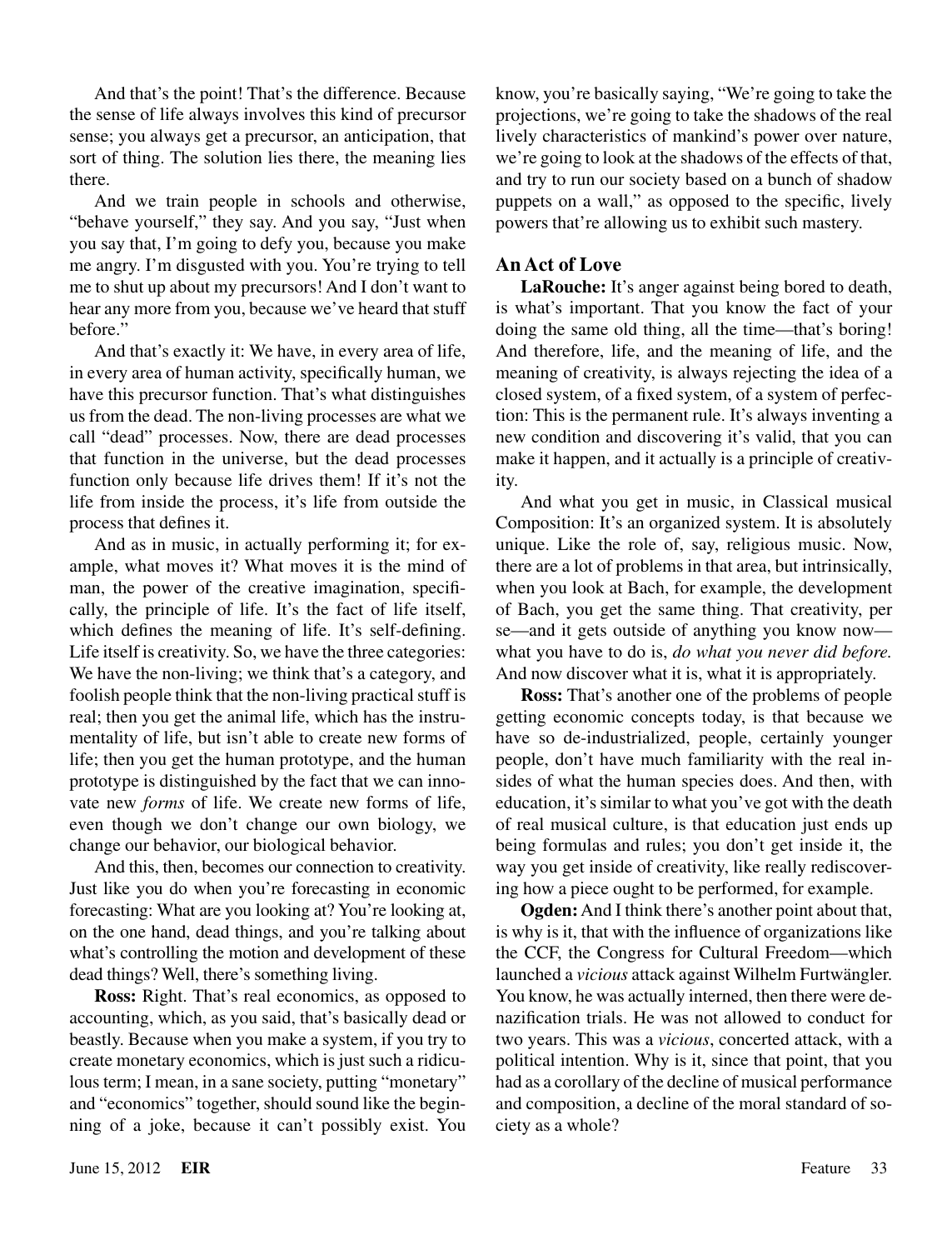And that's the point! That's the difference. Because the sense of life always involves this kind of precursor sense; you always get a precursor, an anticipation, that sort of thing. The solution lies there, the meaning lies there.

And we train people in schools and otherwise, "behave yourself," they say. And you say, "Just when you say that, I'm going to defy you, because you make me angry. I'm disgusted with you. You're trying to tell me to shut up about my precursors! And I don't want to hear any more from you, because we've heard that stuff before."

And that's exactly it: We have, in every area of life, in every area of human activity, specifically human, we have this precursor function. That's what distinguishes us from the dead. The non-living processes are what we call "dead" processes. Now, there are dead processes that function in the universe, but the dead processes function only because life drives them! If it's not the life from inside the process, it's life from outside the process that defines it.

And as in music, in actually performing it; for example, what moves it? What moves it is the mind of man, the power of the creative imagination, specifically, the principle of life. It's the fact of life itself, which defines the meaning of life. It's self-defining. Life itself is creativity. So, we have the three categories: We have the non-living; we think that's a category, and foolish people think that the non-living practical stuff is real; then you get the animal life, which has the instrumentality of life, but isn't able to create new forms of life; then you get the human prototype, and the human prototype is distinguished by the fact that we can innovate new *forms* of life. We create new forms of life, even though we don't change our own biology, we change our behavior, our biological behavior.

And this, then, becomes our connection to creativity. Just like you do when you're forecasting in economic forecasting: What are you looking at? You're looking at, on the one hand, dead things, and you're talking about what's controlling the motion and development of these dead things? Well, there's something living.

**Ross:** Right. That's real economics, as opposed to accounting, which, as you said, that's basically dead or beastly. Because when you make a system, if you try to create monetary economics, which is just such a ridiculous term; I mean, in a sane society, putting "monetary" and "economics" together, should sound like the beginning of a joke, because it can't possibly exist. You know, you're basically saying, "We're going to take the projections, we're going to take the shadows of the real lively characteristics of mankind's power over nature, we're going to look at the shadows of the effects of that, and try to run our society based on a bunch of shadow puppets on a wall," as opposed to the specific, lively powers that're allowing us to exhibit such mastery.

## An Act of Love

**LaRouche:** It's anger against being bored to death, is what's important. That you know the fact of your doing the same old thing, all the time—that's boring! And therefore, life, and the meaning of life, and the meaning of creativity, is always rejecting the idea of a closed system, of a fixed system, of a system of perfection: This is the permanent rule. It's always inventing a new condition and discovering it's valid, that you can make it happen, and it actually is a principle of creativity.

And what you get in music, in Classical musical Composition: It's an organized system. It is absolutely unique. Like the role of, say, religious music. Now, there are a lot of problems in that area, but intrinsically, when you look at Bach, for example, the development of Bach, you get the same thing. That creativity, per se—and it gets outside of anything you know now—what you have to do is, *do what you never did before.* And now discover what it is, what it is appropriately.

**Ross:** That's another one of the problems of people getting economic concepts today, is that because we have so de-industrialized, people, certainly younger people, don't have much familiarity with the real insides of what the human species does. And then, with education, it's similar to what you've got with the death of real musical culture, is that education just ends up being formulas and rules; you don't get inside it, the way you get inside of creativity, like really rediscovering how a piece ought to be performed, for example.

**Ogden:** And I think there's another point about that, is why is it, that with the influence of organizations like the CCF, the Congress for Cultural Freedom—which launched a *vicious* attack against Wilhelm Furtwängler. You know, he was actually interned, then there were denazification trials. He was not allowed to conduct for two years. This was a *vicious*, concerted attack, with a political intention. Why is it, since that point, that you had as a corollary of the decline of musical performance and composition, a decline of the moral standard of society as a whole?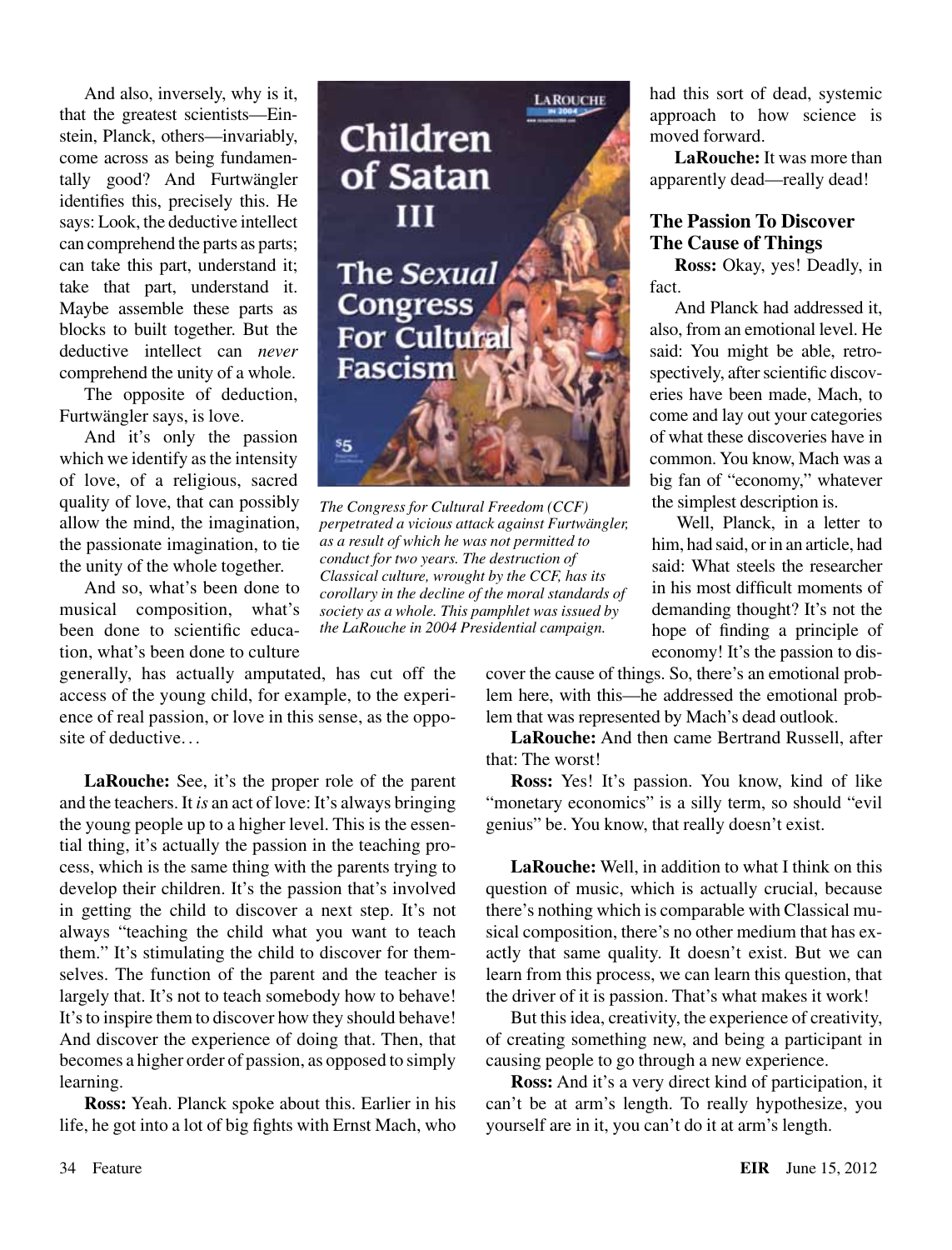And also, inversely, why is it, that the greatest scientists—Einstein, Planck, others—invariably, come across as being fundamentally good? And Furtwängler identifies this, precisely this. He says: Look, the deductive intellect can comprehend the parts as parts; can take this part, understand it; take that part, understand it. Maybe assemble these parts as blocks to built together. But the deductive intellect can *never* comprehend the unity of a whole.

The opposite of deduction, Furtwängler says, is love.

And it's only the passion which we identify as the intensity of love, of a religious, sacred quality of love, that can possibly allow the mind, the imagination, the passionate imagination, to tie the unity of the whole together.

And so, what's been done to musical composition, what's been done to scientific education, what's been done to culture generally, has actually amputated, has cut off the access of the young child, for example, to the experience of real passion, or love in this sense, as the opposite of deductive…

*The Congress for Cultural Freedom (CCF) perpetrated a vicious attack against Furtwängler, as a result of which he was not permitted to conduct for two years. The destruction of Classical culture, wrought by the CCF, has its corollary in the decline of the moral standards of society as a whole. This pamphlet was issued by the LaRouche in 2004 Presidential campaign.*

**LaRouche:** See, it's the proper role of the parent and the teachers. It *is* an act of love: It's always bringing the young people up to a higher level. This is the essential thing, it's actually the passion in the teaching process, which is the same thing with the parents trying to develop their children. It's the passion that's involved in getting the child to discover a next step. It's not always "teaching the child what you want to teach them." It's stimulating the child to discover for themselves. The function of the parent and the teacher is largely that. It's not to teach somebody how to behave! It's to inspire them to discover how they should behave! And discover the experience of doing that. Then, that becomes a higher order of passion, as opposed to simply learning.

**Ross:** Yeah. Planck spoke about this. Earlier in his life, he got into a lot of big fights with Ernst Mach, who had this sort of dead, systemic approach to how science is moved forward.

**LaRouche:** It was more than apparently dead—really dead!

## The Passion To Discover The Cause of Things

**Ross:** Okay, yes! Deadly, in fact.

And Planck had addressed it, also, from an emotional level. He said: You might be able, retrospectively, after scientific discoveries have been made, Mach, to come and lay out your categories of what these discoveries have in common. You know, Mach was a big fan of "economy," whatever the simplest description is.

Well, Planck, in a letter to him, had said, or in an article, had said: What steels the researcher in his most difficult moments of demanding thought? It's not the hope of finding a principle of economy! It's the passion to discover the cause of things. So, there's an emotional problem here, with this—he addressed the emotional problem that was represented by Mach's dead outlook.

**LaRouche:** And then came Bertrand Russell, after that: The worst!

**Ross:** Yes! It's passion. You know, kind of like "monetary economics" is a silly term, so should "evil genius" be. You know, that really doesn't exist.

**LaRouche:** Well, in addition to what I think on this question of music, which is actually crucial, because there's nothing which is comparable with Classical musical composition, there's no other medium that has exactly that same quality. It doesn't exist. But we can learn from this process, we can learn this question, that the driver of it is passion. That's what makes it work!

But this idea, creativity, the experience of creativity, of creating something new, and being a participant in causing people to go through a new experience.

**Ross:** And it's a very direct kind of participation, it can't be at arm's length. To really hypothesize, you yourself are in it, you can't do it at arm's length.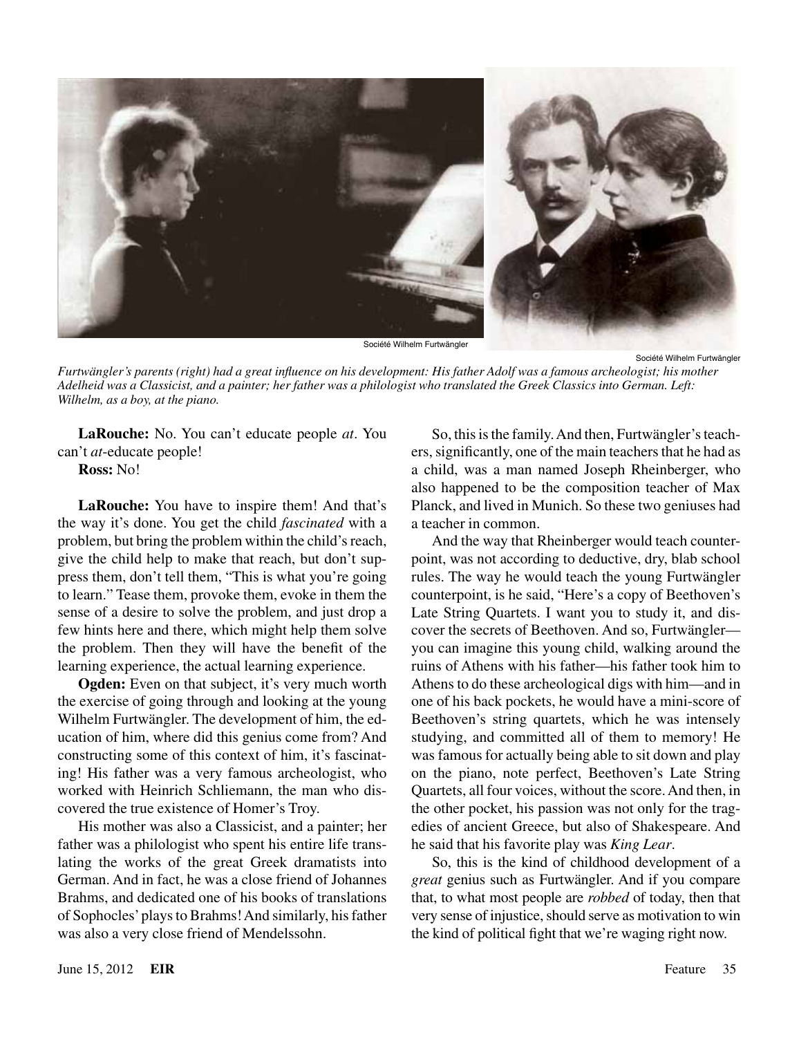Société Wilhelm Furtwängler

Société Wilhelm Furtwängler

*Furtwängler's parents (right) had a great influence on his development: His father Adolf was a famous archeologist; his mother Adelheid was a Classicist, and a painter; her father was a philologist who translated the Greek Classics into German. Left: Wilhelm, as a boy, at the piano.*

**LaRouche:** No. You can't educate people *at*. You can't *at*-educate people!

**Ross:** No!

**LaRouche:** You have to inspire them! And that's the way it's done. You get the child *fascinated* with a problem, but bring the problem within the child's reach, give the child help to make that reach, but don't suppress them, don't tell them, "This is what you're going to learn." Tease them, provoke them, evoke in them the sense of a desire to solve the problem, and just drop a few hints here and there, which might help them solve the problem. Then they will have the benefit of the learning experience, the actual learning experience.

**Ogden:** Even on that subject, it's very much worth the exercise of going through and looking at the young Wilhelm Furtwängler. The development of him, the education of him, where did this genius come from? And constructing some of this context of him, it's fascinating! His father was a very famous archeologist, who worked with Heinrich Schliemann, the man who discovered the true existence of Homer's Troy.

His mother was also a Classicist, and a painter; her father was a philologist who spent his entire life translating the works of the great Greek dramatists into German. And in fact, he was a close friend of Johannes Brahms, and dedicated one of his books of translations of Sophocles' plays to Brahms! And similarly, his father was also a very close friend of Mendelssohn.

So, this is the family. And then, Furtwängler's teachers, significantly, one of the main teachers that he had as a child, was a man named Joseph Rheinberger, who also happened to be the composition teacher of Max Planck, and lived in Munich. So these two geniuses had a teacher in common.

And the way that Rheinberger would teach counterpoint, was not according to deductive, dry, blab school rules. The way he would teach the young Furtwängler counterpoint, is he said, "Here's a copy of Beethoven's Late String Quartets. I want you to study it, and discover the secrets of Beethoven. And so, Furtwängler—you can imagine this young child, walking around the ruins of Athens with his father—his father took him to Athens to do these archeological digs with him—and in one of his back pockets, he would have a mini-score of Beethoven's string quartets, which he was intensely studying, and committed all of them to memory! He was famous for actually being able to sit down and play on the piano, note perfect, Beethoven's Late String Quartets, all four voices, without the score. And then, in the other pocket, his passion was not only for the tragedies of ancient Greece, but also of Shakespeare. And he said that his favorite play was *King Lear*.

So, this is the kind of childhood development of a *great* genius such as Furtwängler. And if you compare that, to what most people are *robbed* of today, then that very sense of injustice, should serve as motivation to win the kind of political fight that we're waging right now.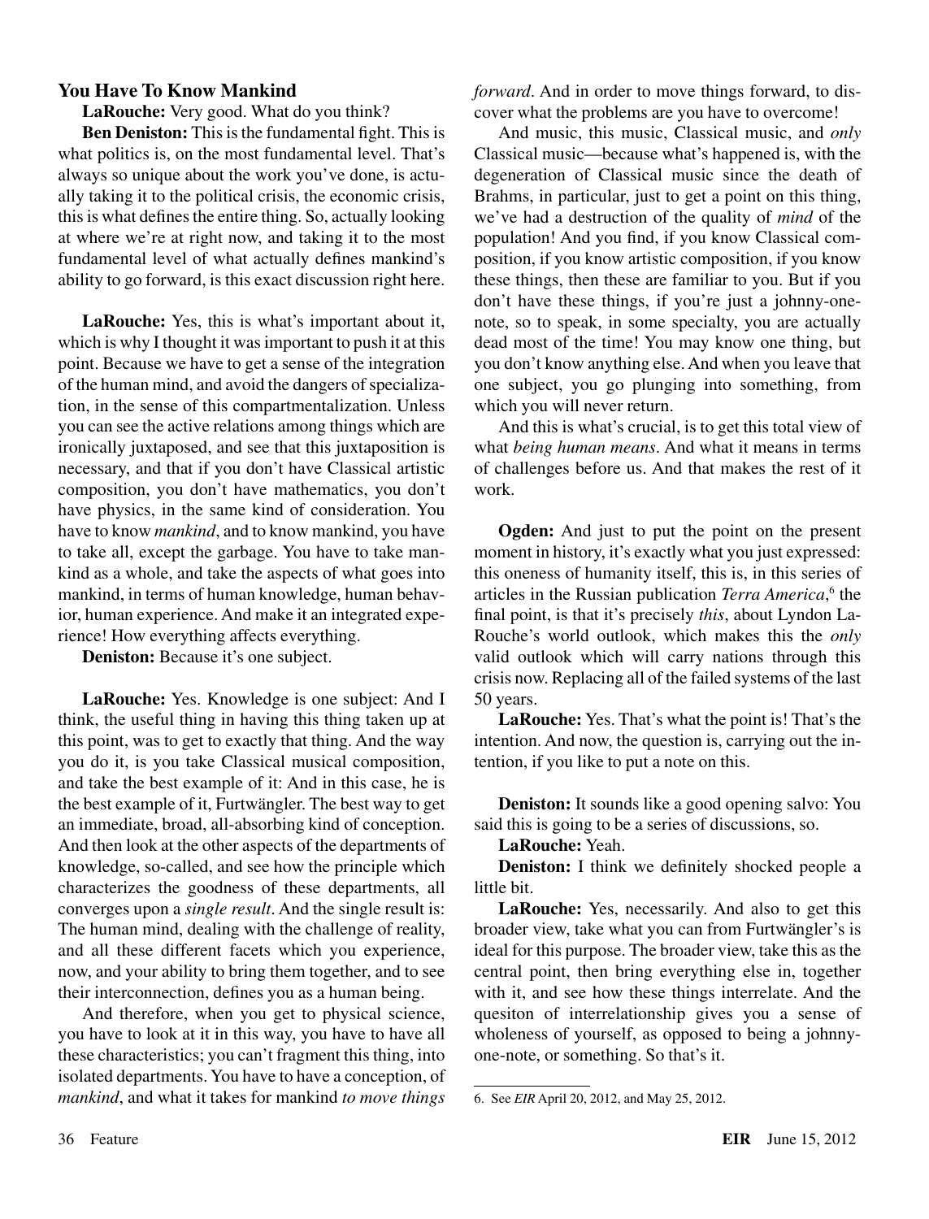## You Have To Know Mankind

**LaRouche:** Very good. What do you think?

**Ben Deniston:** This is the fundamental fight. This is what politics is, on the most fundamental level. That's always so unique about the work you've done, is actually taking it to the political crisis, the economic crisis, this is what defines the entire thing. So, actually looking at where we're at right now, and taking it to the most fundamental level of what actually defines mankind's ability to go forward, is this exact discussion right here.

**LaRouche:** Yes, this is what's important about it, which is why I thought it was important to push it at this point. Because we have to get a sense of the integration of the human mind, and avoid the dangers of specialization, in the sense of this compartmentalization. Unless you can see the active relations among things which are ironically juxtaposed, and see that this juxtaposition is necessary, and that if you don't have Classical artistic composition, you don't have mathematics, you don't have physics, in the same kind of consideration. You have to know *mankind*, and to know mankind, you have to take all, except the garbage. You have to take mankind as a whole, and take the aspects of what goes into mankind, in terms of human knowledge, human behavior, human experience. And make it an integrated experience! How everything affects everything.

**Deniston:** Because it's one subject.

**LaRouche:** Yes. Knowledge is one subject: And I think, the useful thing in having this thing taken up at this point, was to get to exactly that thing. And the way you do it, is you take Classical musical composition, and take the best example of it: And in this case, he is the best example of it, Furtwängler. The best way to get an immediate, broad, all-absorbing kind of conception. And then look at the other aspects of the departments of knowledge, so-called, and see how the principle which characterizes the goodness of these departments, all converges upon a *single result*. And the single result is: The human mind, dealing with the challenge of reality, and all these different facets which you experience, now, and your ability to bring them together, and to see their interconnection, defines you as a human being.

And therefore, when you get to physical science, you have to look at it in this way, you have to have all these characteristics; you can't fragment this thing, into isolated departments. You have to have a conception, of *mankind*, and what it takes for mankind *to move things forward*. And in order to move things forward, to discover what the problems are you have to overcome!

And music, this music, Classical music, and *only* Classical music—because what's happened is, with the degeneration of Classical music since the death of Brahms, in particular, just to get a point on this thing, we've had a destruction of the quality of *mind* of the population! And you find, if you know Classical composition, if you know artistic composition, if you know these things, then these are familiar to you. But if you don't have these things, if you're just a johnny-one-note, so to speak, in some specialty, you are actually dead most of the time! You may know one thing, but you don't know anything else. And when you leave that one subject, you go plunging into something, from which you will never return.

And this is what's crucial, is to get this total view of what *being human means*. And what it means in terms of challenges before us. And that makes the rest of it work.

**Ogden:** And just to put the point on the present moment in history, it's exactly what you just expressed: this oneness of humanity itself, this is, in this series of articles in the Russian publication *Terra America*,[6] the final point, is that it's precisely *this*, about Lyndon LaRouche's world outlook, which makes this the *only* valid outlook which will carry nations through this crisis now. Replacing all of the failed systems of the last 50 years.

**LaRouche:** Yes. That's what the point is! That's the intention. And now, the question is, carrying out the intention, if you like to put a note on this.

**Deniston:** It sounds like a good opening salvo: You said this is going to be a series of discussions, so.

**LaRouche:** Yeah.

**Deniston:** I think we definitely shocked people a little bit.

**LaRouche:** Yes, necessarily. And also to get this broader view, take what you can from Furtwängler's is ideal for this purpose. The broader view, take this as the central point, then bring everything else in, together with it, and see how these things interrelate. And the quesiton of interrelationship gives you a sense of wholeness of yourself, as opposed to being a johnny-one-note, or something. So that's it.

---

6. See *EIR* April 20, 2012, and May 25, 2012.